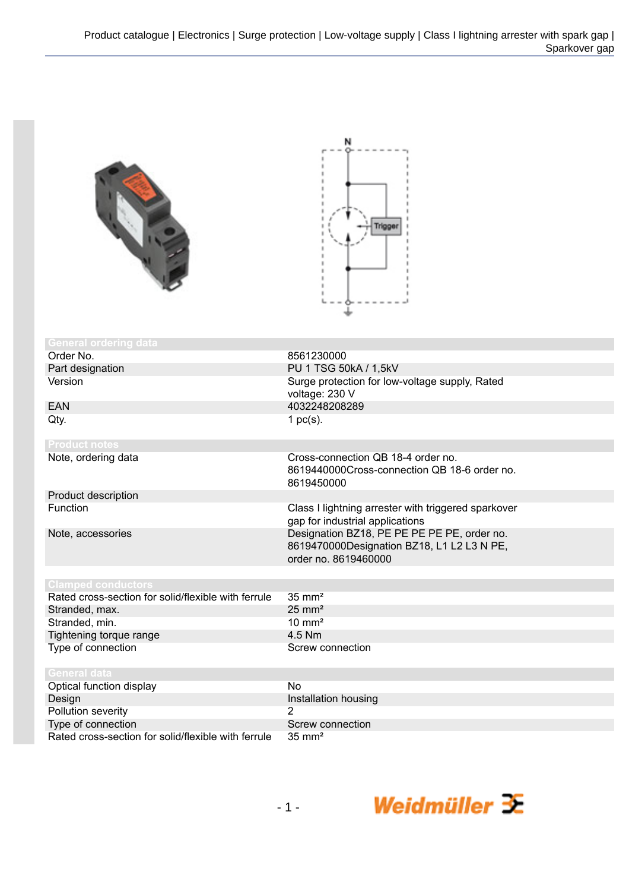## General ordering data

| | |
|---|---|
| Order No. | 8561230000 |
| Part designation | PU 1 TSG 50kA / 1,5kV |
| Version | Surge protection for low-voltage supply, Rated voltage: 230 V |
| EAN | 4032248208289 |
| Qty. | 1 pc(s). |

## Product notes

| | |
|---|---|
| Note, ordering data | Cross-connection QB 18-4 order no. 8619440000Cross-connection QB 18-6 order no. 8619450000 |
| Product description | |
| Function | Class I lightning arrester with triggered sparkover gap for industrial applications |
| Note, accessories | Designation BZ18, PE PE PE PE PE, order no. 8619470000Designation BZ18, L1 L2 L3 N PE, order no. 8619460000 |

## Clamped conductors

| | |
|---|---|
| Rated cross-section for solid/flexible with ferrule | 35 mm² |
| Stranded, max. | 25 mm² |
| Stranded, min. | 10 mm² |
| Tightening torque range | 4.5 Nm |
| Type of connection | Screw connection |

## General data

| | |
|---|---|
| Optical function display | No |
| Design | Installation housing |
| Pollution severity | 2 |
| Type of connection | Screw connection |
| Rated cross-section for solid/flexible with ferrule | 35 mm² |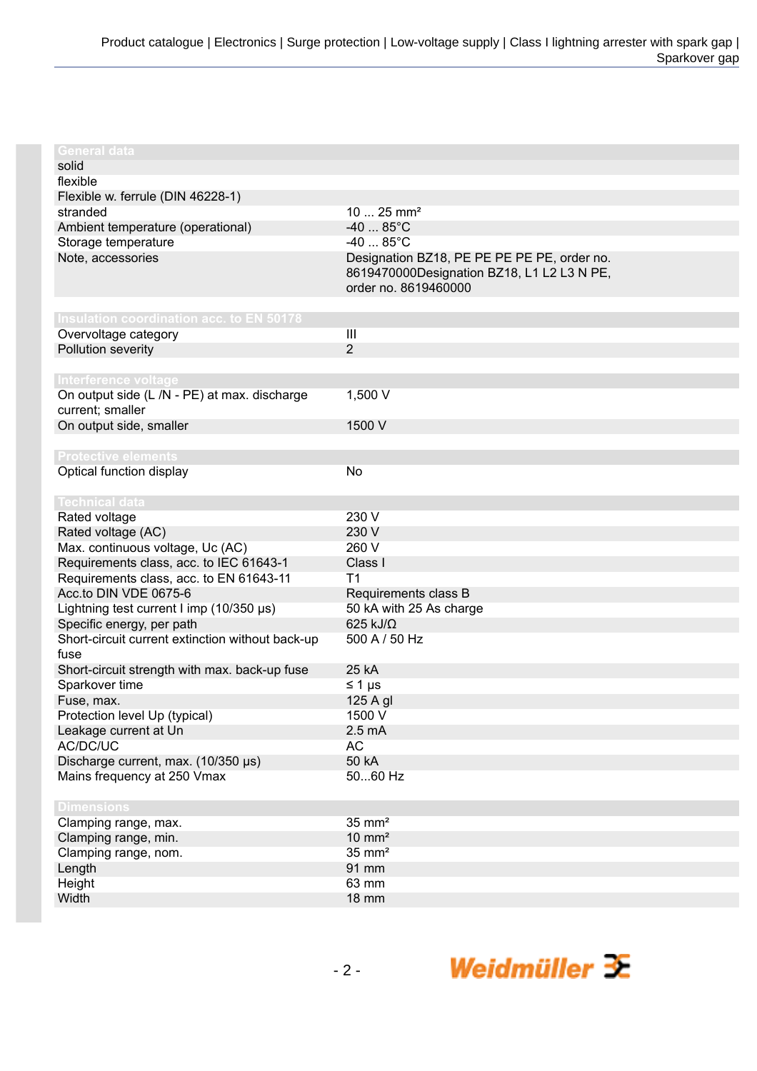| General data | |
|---|---|
| solid | |
| flexible | |
| Flexible w. ferrule (DIN 46228-1) | |
| stranded | 10 ... 25 mm² |
| Ambient temperature (operational) | -40 ... 85°C |
| Storage temperature | -40 ... 85°C |
| Note, accessories | Designation BZ18, PE PE PE PE PE, order no. 8619470000Designation BZ18, L1 L2 L3 N PE, order no. 8619460000 |

| Insulation coordination acc. to EN 50178 | |
|---|---|
| Overvoltage category | III |
| Pollution severity | 2 |

| Interference voltage | |
|---|---|
| On output side (L /N - PE) at max. discharge current; smaller | 1,500 V |
| On output side, smaller | 1500 V |

| Protective elements | |
|---|---|
| Optical function display | No |

| Technical data | |
|---|---|
| Rated voltage | 230 V |
| Rated voltage (AC) | 230 V |
| Max. continuous voltage, Uc (AC) | 260 V |
| Requirements class, acc. to IEC 61643-1 | Class I |
| Requirements class, acc. to EN 61643-11 | T1 |
| Acc.to DIN VDE 0675-6 | Requirements class B |
| Lightning test current I imp (10/350 µs) | 50 kA with 25 As charge |
| Specific energy, per path | 625 kJ/Ω |
| Short-circuit current extinction without back-up fuse | 500 A / 50 Hz |
| Short-circuit strength with max. back-up fuse | 25 kA |
| Sparkover time | ≤ 1 µs |
| Fuse, max. | 125 A gl |
| Protection level Up (typical) | 1500 V |
| Leakage current at Un | 2.5 mA |
| AC/DC/UC | AC |
| Discharge current, max. (10/350 µs) | 50 kA |
| Mains frequency at 250 Vmax | 50...60 Hz |

| Dimensions | |
|---|---|
| Clamping range, max. | 35 mm² |
| Clamping range, min. | 10 mm² |
| Clamping range, nom. | 35 mm² |
| Length | 91 mm |
| Height | 63 mm |
| Width | 18 mm |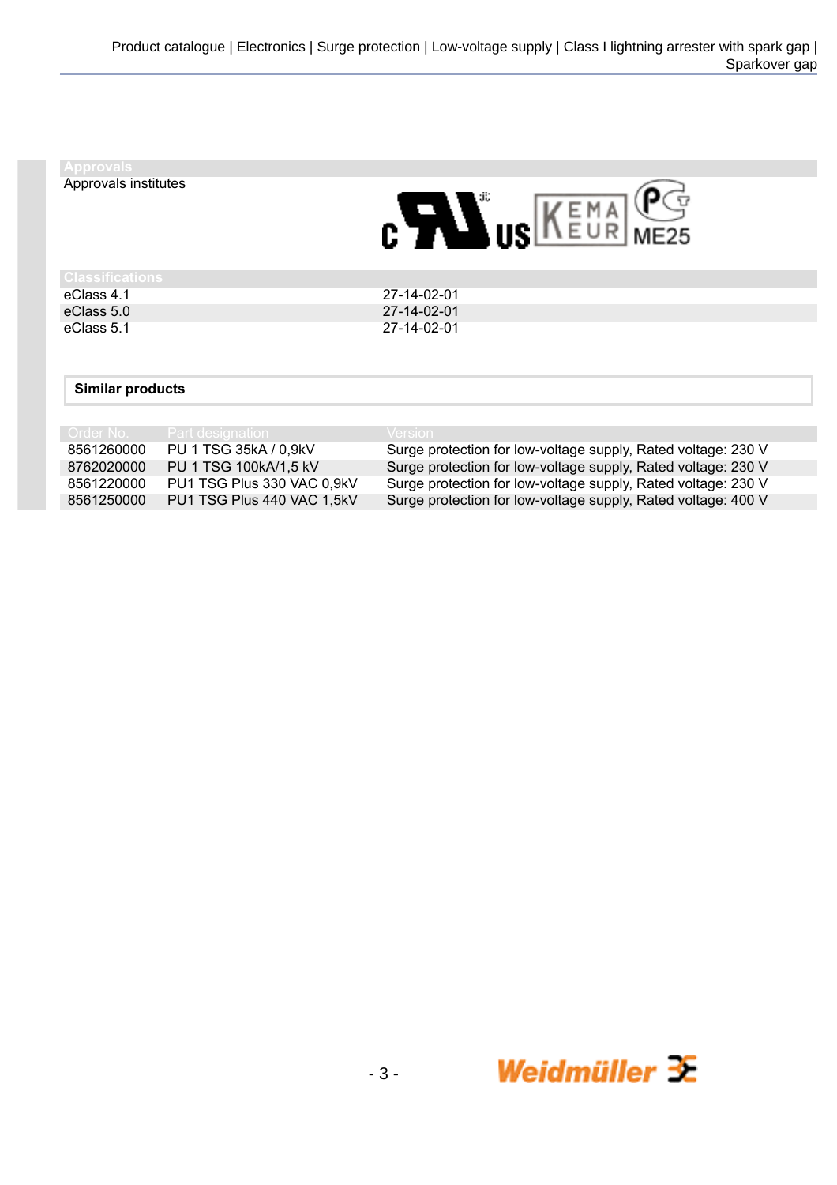## Approvals

| | |
|---|---|
| Approvals institutes | |

## Classifications

| | |
|---|---|
| eClass 4.1 | 27-14-02-01 |
| eClass 5.0 | 27-14-02-01 |
| eClass 5.1 | 27-14-02-01 |

### Similar products

| Order No. | Part designation | Version |
|---|---|---|
| 8561260000 | PU 1 TSG 35kA / 0,9kV | Surge protection for low-voltage supply, Rated voltage: 230 V |
| 8762020000 | PU 1 TSG 100kA/1,5 kV | Surge protection for low-voltage supply, Rated voltage: 230 V |
| 8561220000 | PU1 TSG Plus 330 VAC 0,9kV | Surge protection for low-voltage supply, Rated voltage: 230 V |
| 8561250000 | PU1 TSG Plus 440 VAC 1,5kV | Surge protection for low-voltage supply, Rated voltage: 400 V |